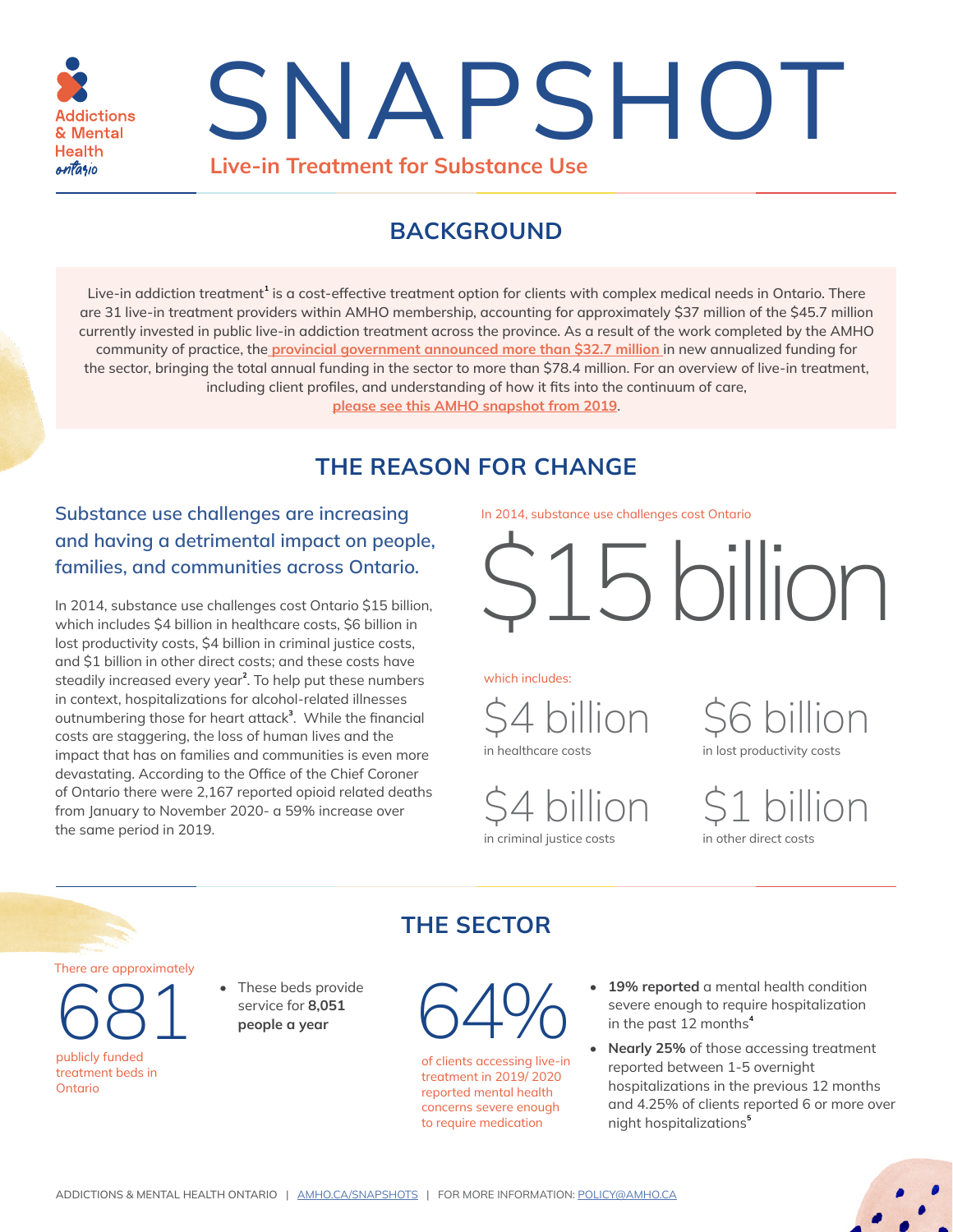Addictions & Mental Health ontario

# SNAPSHOT

## Live-in Treatment for Substance Use

## BACKGROUND

Live-in addiction treatment[1] is a cost-effective treatment option for clients with complex medical needs in Ontario. There are 31 live-in treatment providers within AMHO membership, accounting for approximately $37 million of the $45.7 million currently invested in public live-in addiction treatment across the province. As a result of the work completed by the AMHO community of practice, the provincial government announced more than $32.7 million in new annualized funding for the sector, bringing the total annual funding in the sector to more than $78.4 million. For an overview of live-in treatment, including client profiles, and understanding of how it fits into the continuum of care, please see this AMHO snapshot from 2019.

## THE REASON FOR CHANGE

### Substance use challenges are increasing and having a detrimental impact on people, families, and communities across Ontario.

In 2014, substance use challenges cost Ontario $15 billion, which includes $4 billion in healthcare costs, $6 billion in lost productivity costs, $4 billion in criminal justice costs, and $1 billion in other direct costs; and these costs have steadily increased every year[2]. To help put these numbers in context, hospitalizations for alcohol-related illnesses outnumbering those for heart attack[3]. While the financial costs are staggering, the loss of human lives and the impact that has on families and communities is even more devastating. According to the Office of the Chief Coroner of Ontario there were 2,167 reported opioid related deaths from January to November 2020- a 59% increase over the same period in 2019.

In 2014, substance use challenges cost Ontario

**$15 billion**

which includes:

- **$4 billion** in healthcare costs
- **$6 billion** in lost productivity costs
- **$4 billion** in criminal justice costs
- **$1 billion** in other direct costs

## THE SECTOR

There are approximately **681** publicly funded treatment beds in Ontario

- These beds provide service for **8,051 people a year**

**64%** of clients accessing live-in treatment in 2019/ 2020 reported mental health concerns severe enough to require medication

- **19% reported** a mental health condition severe enough to require hospitalization in the past 12 months[4]
- **Nearly 25%** of those accessing treatment reported between 1-5 overnight hospitalizations in the previous 12 months and 4.25% of clients reported 6 or more over night hospitalizations[5]

ADDICTIONS & MENTAL HEALTH ONTARIO | AMHO.CA/SNAPSHOTS | FOR MORE INFORMATION: POLICY@AMHO.CA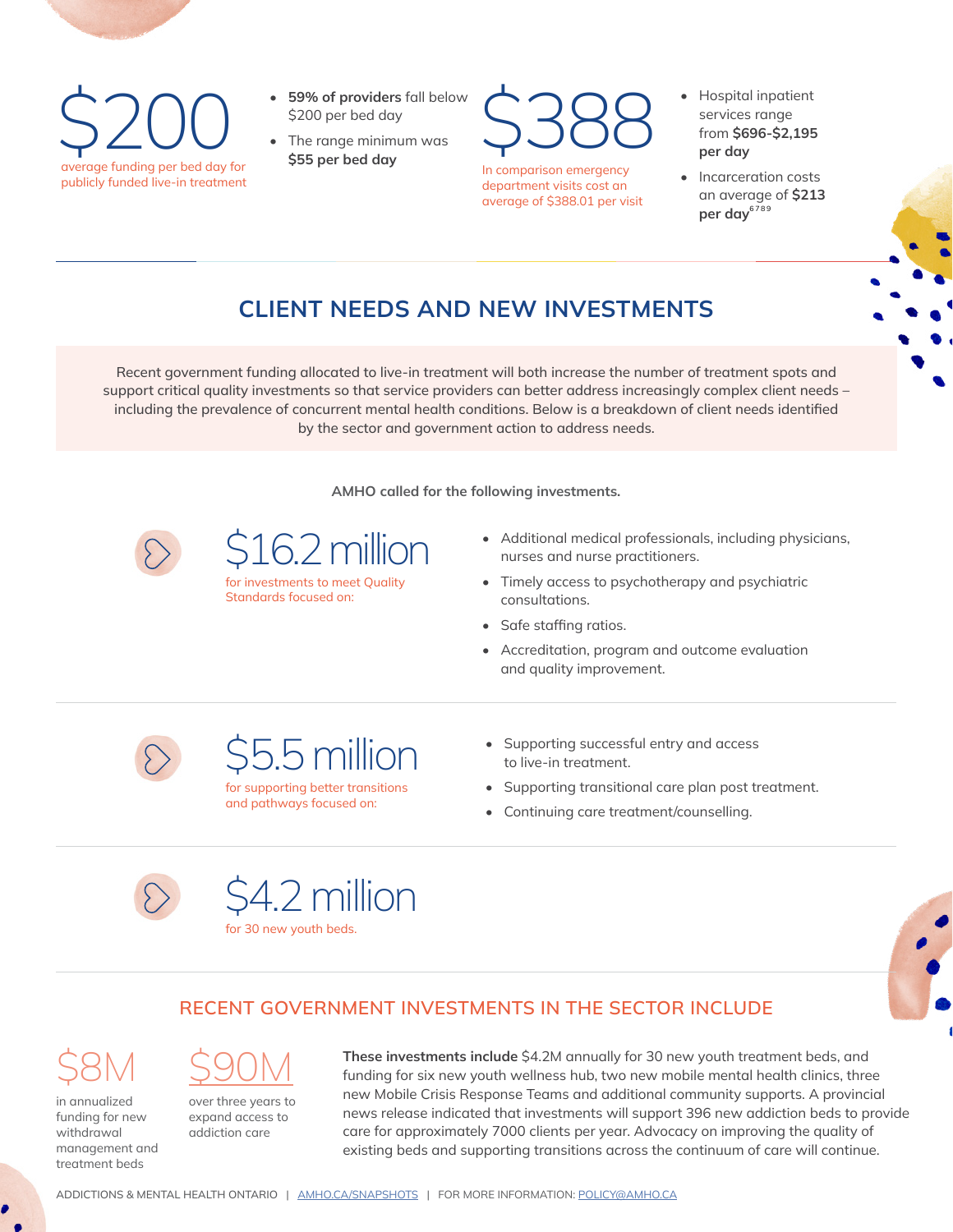**$200**

average funding per bed day for publicly funded live-in treatment

- **59% of providers** fall below $200 per bed day
- The range minimum was **$55 per bed day**

**$388**

In comparison emergency department visits cost an average of $388.01 per visit

- Hospital inpatient services range from **$696-$2,195 per day**
- Incarceration costs an average of **$213 per day**[6789]

## CLIENT NEEDS AND NEW INVESTMENTS

Recent government funding allocated to live-in treatment will both increase the number of treatment spots and support critical quality investments so that service providers can better address increasingly complex client needs – including the prevalence of concurrent mental health conditions. Below is a breakdown of client needs identified by the sector and government action to address needs.

**AMHO called for the following investments.**

**$16.2 million**

for investments to meet Quality Standards focused on:

- Additional medical professionals, including physicians, nurses and nurse practitioners.
- Timely access to psychotherapy and psychiatric consultations.
- Safe staffing ratios.
- Accreditation, program and outcome evaluation and quality improvement.

**$5.5 million**

for supporting better transitions and pathways focused on:

- Supporting successful entry and access to live-in treatment.
- Supporting transitional care plan post treatment.
- Continuing care treatment/counselling.

**$4.2 million**

for 30 new youth beds.

## RECENT GOVERNMENT INVESTMENTS IN THE SECTOR INCLUDE

**$8M**

in annualized funding for new withdrawal management and treatment beds

**$90M**

over three years to expand access to addiction care

**These investments include** $4.2M annually for 30 new youth treatment beds, and funding for six new youth wellness hub, two new mobile mental health clinics, three new Mobile Crisis Response Teams and additional community supports. A provincial news release indicated that investments will support 396 new addiction beds to provide care for approximately 7000 clients per year. Advocacy on improving the quality of existing beds and supporting transitions across the continuum of care will continue.

ADDICTIONS & MENTAL HEALTH ONTARIO | AMHO.CA/SNAPSHOTS | FOR MORE INFORMATION: POLICY@AMHO.CA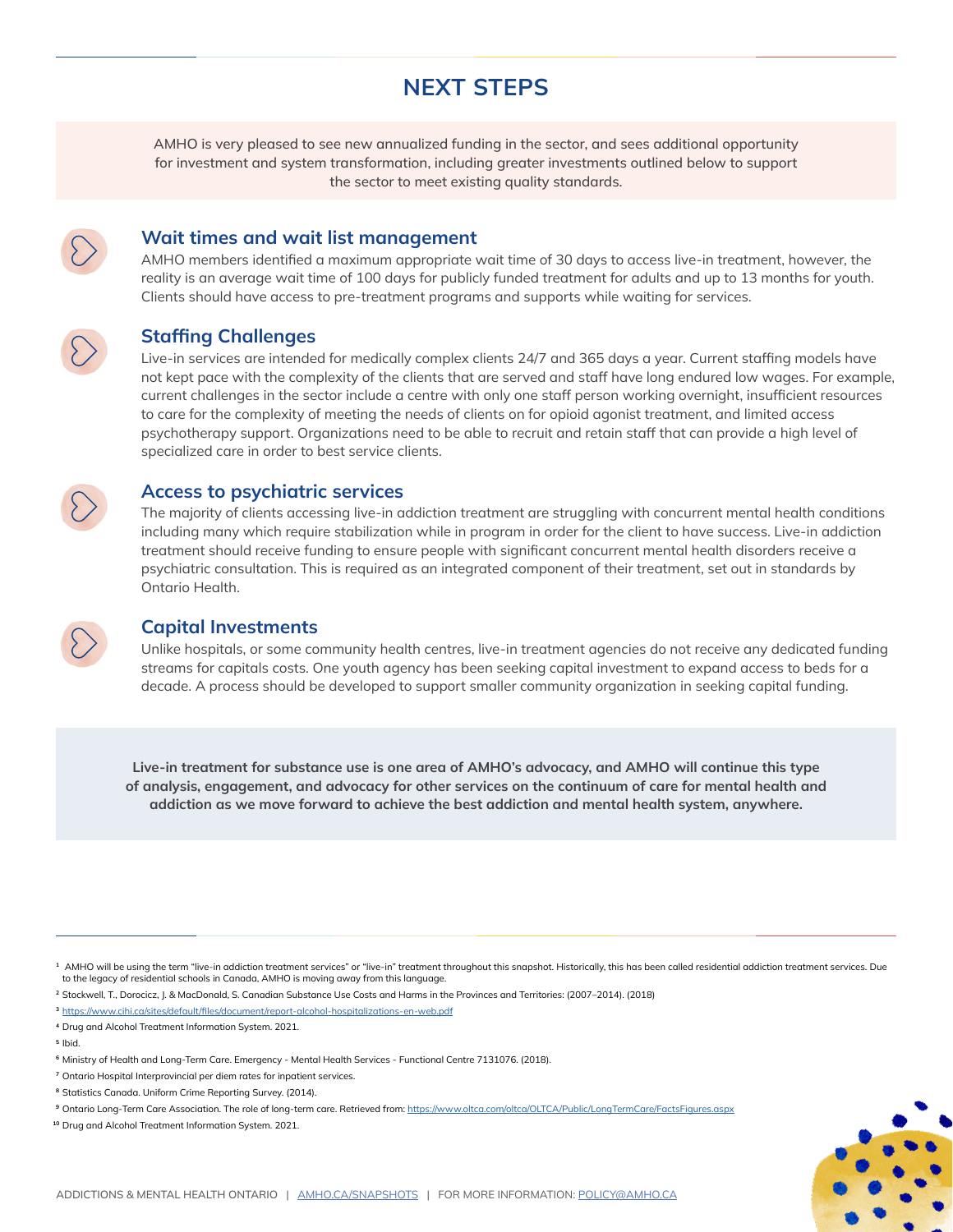# NEXT STEPS

AMHO is very pleased to see new annualized funding in the sector, and sees additional opportunity for investment and system transformation, including greater investments outlined below to support the sector to meet existing quality standards.

### Wait times and wait list management

AMHO members identified a maximum appropriate wait time of 30 days to access live-in treatment, however, the reality is an average wait time of 100 days for publicly funded treatment for adults and up to 13 months for youth. Clients should have access to pre-treatment programs and supports while waiting for services.

### Staffing Challenges

Live-in services are intended for medically complex clients 24/7 and 365 days a year. Current staffing models have not kept pace with the complexity of the clients that are served and staff have long endured low wages. For example, current challenges in the sector include a centre with only one staff person working overnight, insufficient resources to care for the complexity of meeting the needs of clients on for opioid agonist treatment, and limited access psychotherapy support. Organizations need to be able to recruit and retain staff that can provide a high level of specialized care in order to best service clients.

### Access to psychiatric services

The majority of clients accessing live-in addiction treatment are struggling with concurrent mental health conditions including many which require stabilization while in program in order for the client to have success. Live-in addiction treatment should receive funding to ensure people with significant concurrent mental health disorders receive a psychiatric consultation. This is required as an integrated component of their treatment, set out in standards by Ontario Health.

### Capital Investments

Unlike hospitals, or some community health centres, live-in treatment agencies do not receive any dedicated funding streams for capitals costs. One youth agency has been seeking capital investment to expand access to beds for a decade. A process should be developed to support smaller community organization in seeking capital funding.

**Live-in treatment for substance use is one area of AMHO's advocacy, and AMHO will continue this type of analysis, engagement, and advocacy for other services on the continuum of care for mental health and addiction as we move forward to achieve the best addiction and mental health system, anywhere.**

---

[1] AMHO will be using the term "live-in addiction treatment services" or "live-in" treatment throughout this snapshot. Historically, this has been called residential addiction treatment services. Due to the legacy of residential schools in Canada, AMHO is moving away from this language.

[2] Stockwell, T., Dorocicz, J. & MacDonald, S. Canadian Substance Use Costs and Harms in the Provinces and Territories: (2007–2014). (2018)

[3] https://www.cihi.ca/sites/default/files/document/report-alcohol-hospitalizations-en-web.pdf

[4] Drug and Alcohol Treatment Information System. 2021.

[5] Ibid.

[6] Ministry of Health and Long-Term Care. Emergency - Mental Health Services - Functional Centre 7131076. (2018).

[7] Ontario Hospital Interprovincial per diem rates for inpatient services.

[8] Statistics Canada. Uniform Crime Reporting Survey. (2014).

[9] Ontario Long-Term Care Association. The role of long-term care. Retrieved from: https://www.oltca.com/oltca/OLTCA/Public/LongTermCare/FactsFigures.aspx

[10] Drug and Alcohol Treatment Information System. 2021.

ADDICTIONS & MENTAL HEALTH ONTARIO | AMHO.CA/SNAPSHOTS | FOR MORE INFORMATION: POLICY@AMHO.CA